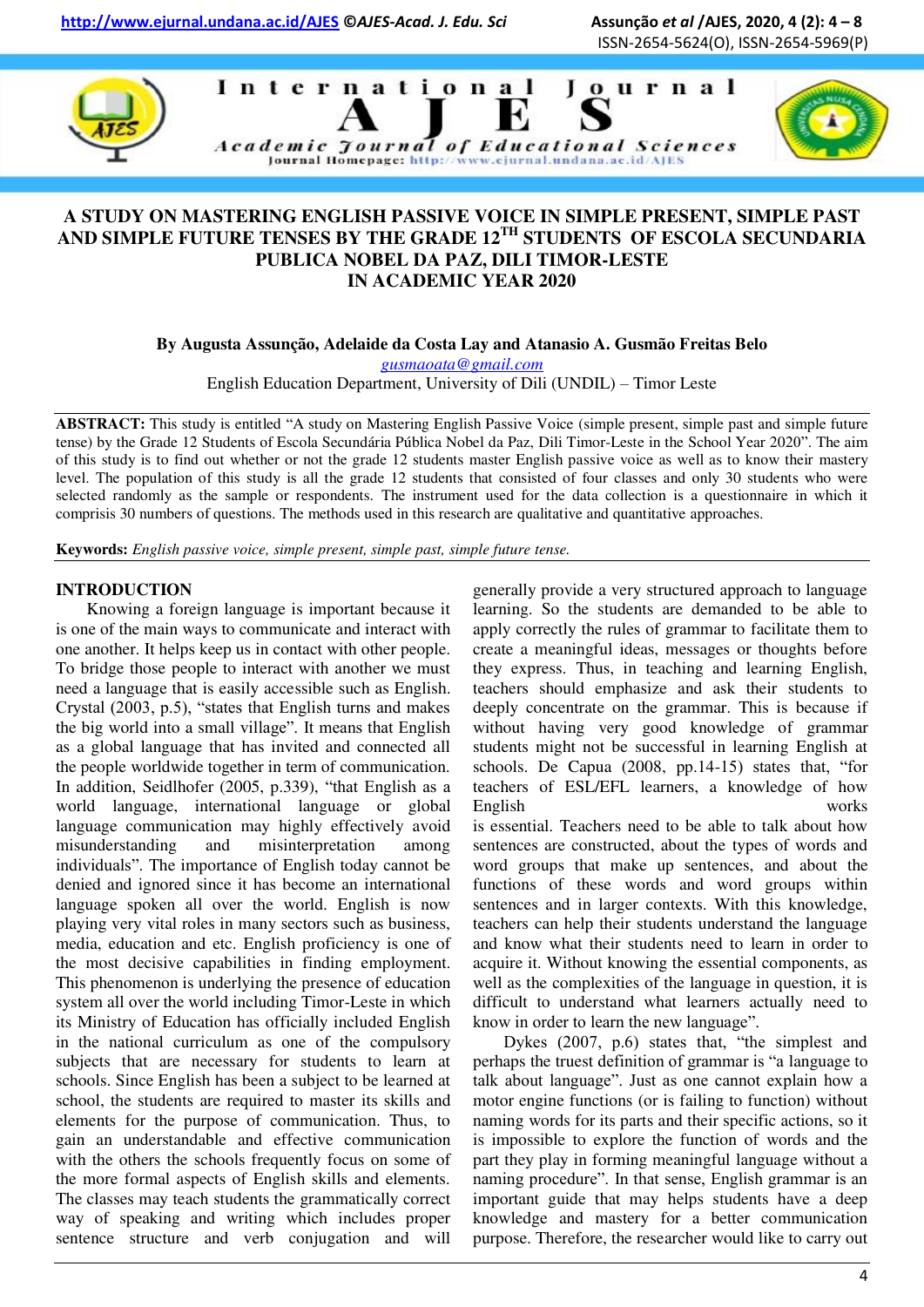# A STUDY ON MASTERING ENGLISH PASSIVE VOICE IN SIMPLE PRESENT, SIMPLE PAST AND SIMPLE FUTURE TENSES BY THE GRADE 12TH STUDENTS OF ESCOLA SECUNDARIA PUBLICA NOBEL DA PAZ, DILI TIMOR-LESTE IN ACADEMIC YEAR 2020

**By Augusta Assunção, Adelaide da Costa Lay and Atanasio A. Gusmão Freitas Belo**

gusmaoata@gmail.com

English Education Department, University of Dili (UNDIL) – Timor Leste

**ABSTRACT:** This study is entitled "A study on Mastering English Passive Voice (simple present, simple past and simple future tense) by the Grade 12 Students of Escola Secundária Pública Nobel da Paz, Dili Timor-Leste in the School Year 2020". The aim of this study is to find out whether or not the grade 12 students master English passive voice as well as to know their mastery level. The population of this study is all the grade 12 students that consisted of four classes and only 30 students who were selected randomly as the sample or respondents. The instrument used for the data collection is a questionnaire in which it comprisis 30 numbers of questions. The methods used in this research are qualitative and quantitative approaches.

**Keywords:** *English passive voice, simple present, simple past, simple future tense.*

## INTRODUCTION

Knowing a foreign language is important because it is one of the main ways to communicate and interact with one another. It helps keep us in contact with other people. To bridge those people to interact with another we must need a language that is easily accessible such as English. Crystal (2003, p.5), "states that English turns and makes the big world into a small village". It means that English as a global language that has invited and connected all the people worldwide together in term of communication. In addition, Seidlhofer (2005, p.339), "that English as a world language, international language or global language communication may highly effectively avoid misunderstanding and misinterpretation among individuals". The importance of English today cannot be denied and ignored since it has become an international language spoken all over the world. English is now playing very vital roles in many sectors such as business, media, education and etc. English proficiency is one of the most decisive capabilities in finding employment. This phenomenon is underlying the presence of education system all over the world including Timor-Leste in which its Ministry of Education has officially included English in the national curriculum as one of the compulsory subjects that are necessary for students to learn at schools. Since English has been a subject to be learned at school, the students are required to master its skills and elements for the purpose of communication. Thus, to gain an understandable and effective communication with the others the schools frequently focus on some of the more formal aspects of English skills and elements. The classes may teach students the grammatically correct way of speaking and writing which includes proper sentence structure and verb conjugation and will generally provide a very structured approach to language learning. So the students are demanded to be able to apply correctly the rules of grammar to facilitate them to create a meaningful ideas, messages or thoughts before they express. Thus, in teaching and learning English, teachers should emphasize and ask their students to deeply concentrate on the grammar. This is because if without having very good knowledge of grammar students might not be successful in learning English at schools. De Capua (2008, pp.14-15) states that, "for teachers of ESL/EFL learners, a knowledge of how English works is essential. Teachers need to be able to talk about how sentences are constructed, about the types of words and word groups that make up sentences, and about the functions of these words and word groups within sentences and in larger contexts. With this knowledge, teachers can help their students understand the language and know what their students need to learn in order to acquire it. Without knowing the essential components, as well as the complexities of the language in question, it is difficult to understand what learners actually need to know in order to learn the new language".

Dykes (2007, p.6) states that, "the simplest and perhaps the truest definition of grammar is "a language to talk about language". Just as one cannot explain how a motor engine functions (or is failing to function) without naming words for its parts and their specific actions, so it is impossible to explore the function of words and the part they play in forming meaningful language without a naming procedure". In that sense, English grammar is an important guide that may helps students have a deep knowledge and mastery for a better communication purpose. Therefore, the researcher would like to carry out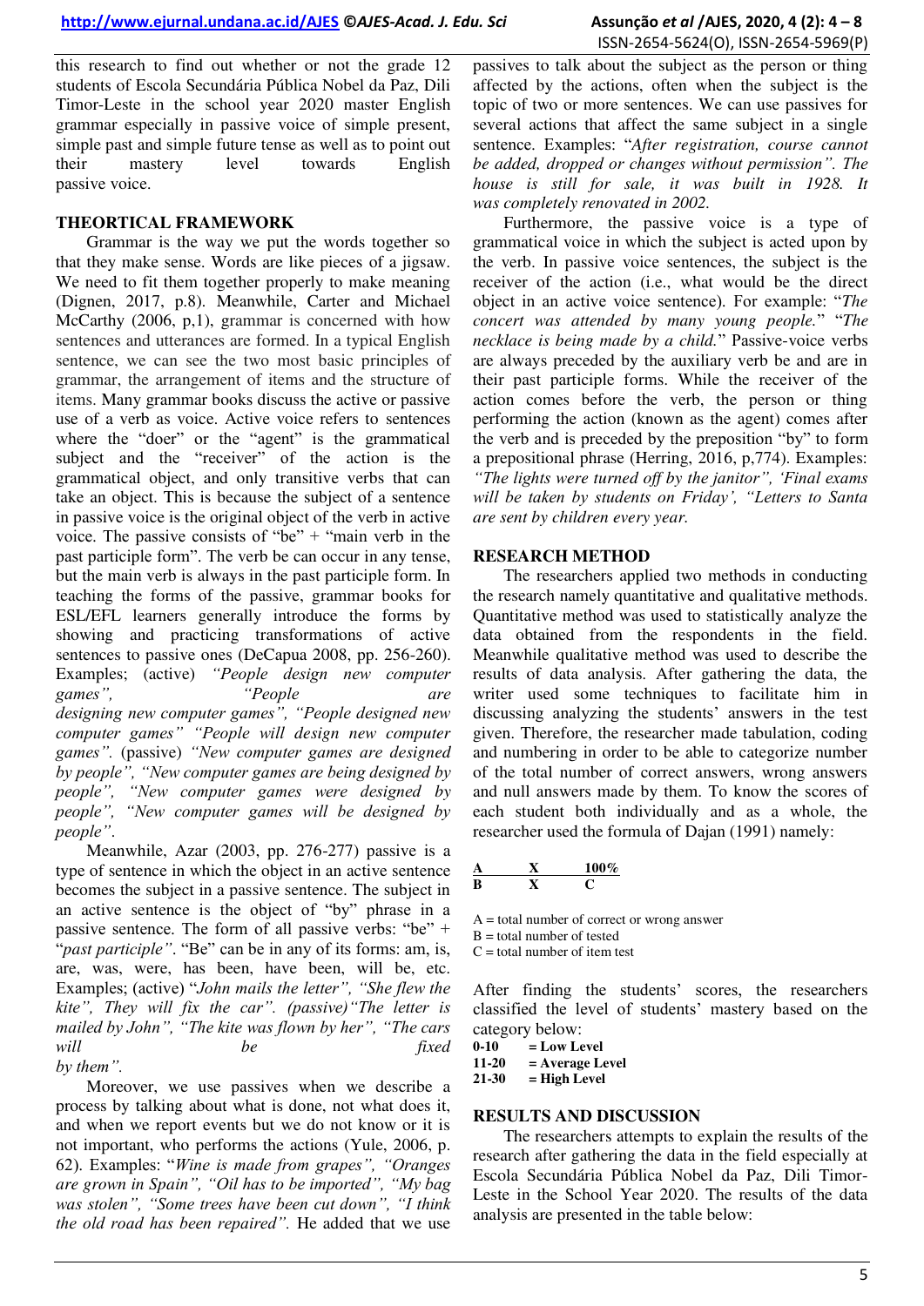this research to find out whether or not the grade 12 students of Escola Secundária Pública Nobel da Paz, Dili Timor-Leste in the school year 2020 master English grammar especially in passive voice of simple present, simple past and simple future tense as well as to point out their mastery level towards English passive voice.

## THEORTICAL FRAMEWORK

Grammar is the way we put the words together so that they make sense. Words are like pieces of a jigsaw. We need to fit them together properly to make meaning (Dignen, 2017, p.8). Meanwhile, Carter and Michael McCarthy (2006, p,1), grammar is concerned with how sentences and utterances are formed. In a typical English sentence, we can see the two most basic principles of grammar, the arrangement of items and the structure of items. Many grammar books discuss the active or passive use of a verb as voice. Active voice refers to sentences where the "doer" or the "agent" is the grammatical subject and the "receiver" of the action is the grammatical object, and only transitive verbs that can take an object. This is because the subject of a sentence in passive voice is the original object of the verb in active voice. The passive consists of "be" + "main verb in the past participle form". The verb be can occur in any tense, but the main verb is always in the past participle form. In teaching the forms of the passive, grammar books for ESL/EFL learners generally introduce the forms by showing and practicing transformations of active sentences to passive ones (DeCapua 2008, pp. 256-260). Examples; (active) *"People design new computer games", "People are designing new computer games", "People designed new computer games" "People will design new computer games".* (passive) *"New computer games are designed by people", "New computer games are being designed by people", "New computer games were designed by people", "New computer games will be designed by people".*

Meanwhile, Azar (2003, pp. 276-277) passive is a type of sentence in which the object in an active sentence becomes the subject in a passive sentence. The subject in an active sentence is the object of "by" phrase in a passive sentence. The form of all passive verbs: "be" + "*past participle*". "Be" can be in any of its forms: am, is, are, was, were, has been, have been, will be, etc. Examples; (active) "*John mails the letter", "She flew the kite", They will fix the car".* *(passive)"The letter is mailed by John", "The kite was flown by her", "The cars will be fixed by them".*

Moreover, we use passives when we describe a process by talking about what is done, not what does it, and when we report events but we do not know or it is not important, who performs the actions (Yule, 2006, p. 62). Examples: "*Wine is made from grapes", "Oranges are grown in Spain", "Oil has to be imported", "My bag was stolen", "Some trees have been cut down", "I think the old road has been repaired".* He added that we use passives to talk about the subject as the person or thing affected by the actions, often when the subject is the topic of two or more sentences. We can use passives for several actions that affect the same subject in a single sentence. Examples: "*After registration, course cannot be added, dropped or changes without permission". The house is still for sale, it was built in 1928. It was completely renovated in 2002.*

Furthermore, the passive voice is a type of grammatical voice in which the subject is acted upon by the verb. In passive voice sentences, the subject is the receiver of the action (i.e., what would be the direct object in an active voice sentence). For example: "*The concert was attended by many young people.*" "*The necklace is being made by a child.*" Passive-voice verbs are always preceded by the auxiliary verb be and are in their past participle forms. While the receiver of the action comes before the verb, the person or thing performing the action (known as the agent) comes after the verb and is preceded by the preposition "by" to form a prepositional phrase (Herring, 2016, p,774). Examples: *"The lights were turned off by the janitor", 'Final exams will be taken by students on Friday', "Letters to Santa are sent by children every year.*

## RESEARCH METHOD

The researchers applied two methods in conducting the research namely quantitative and qualitative methods. Quantitative method was used to statistically analyze the data obtained from the respondents in the field. Meanwhile qualitative method was used to describe the results of data analysis. After gathering the data, the writer used some techniques to facilitate him in discussing analyzing the students' answers in the test given. Therefore, the researcher made tabulation, coding and numbering in order to be able to categorize number of the total number of correct answers, wrong answers and null answers made by them. To know the scores of each student both individually and as a whole, the researcher used the formula of Dajan (1991) namely:

$$\frac{A}{B} \quad \frac{X}{X} \quad \frac{100\%}{C}$$

A = total number of correct or wrong answer
B = total number of tested
C = total number of item test

After finding the students' scores, the researchers classified the level of students' mastery based on the category below:

**0-10 = Low Level**
**11-20 = Average Level**
**21-30 = High Level**

## RESULTS AND DISCUSSION

The researchers attempts to explain the results of the research after gathering the data in the field especially at Escola Secundária Pública Nobel da Paz, Dili Timor-Leste in the School Year 2020. The results of the data analysis are presented in the table below: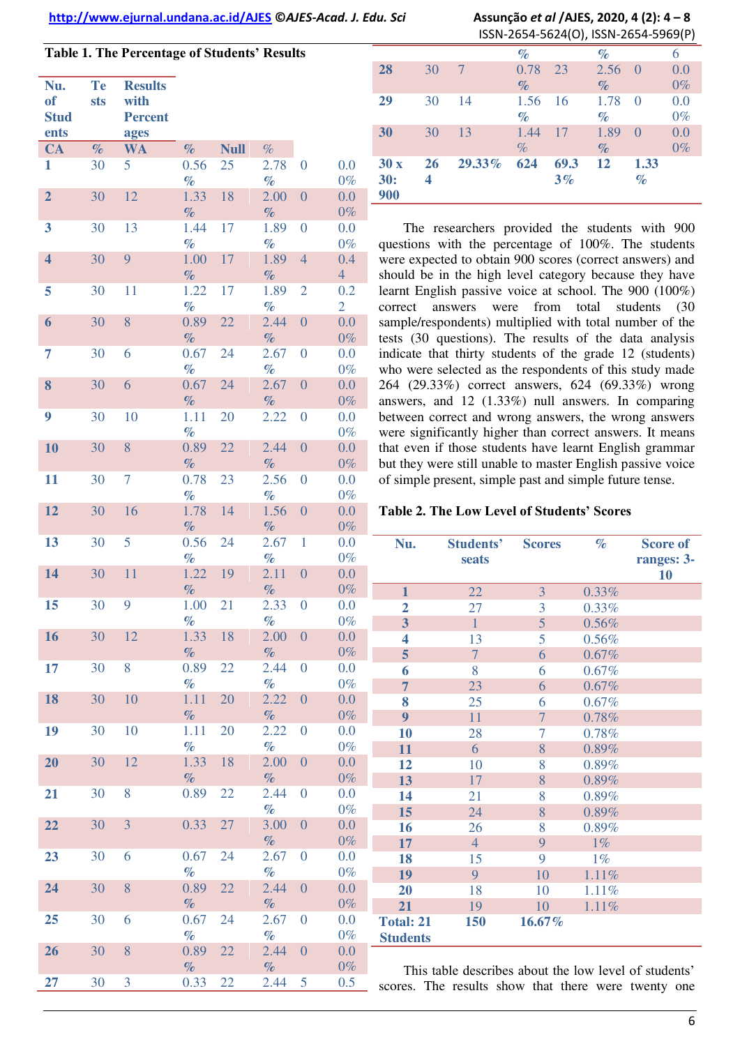**Table 1. The Percentage of Students' Results**

| Nu. of Students | Tests | Results with Percentages | | | | | |
|---|---|---|---|---|---|---|---|
| CA | % | WA | % | Null | % | | |
| 1 | 30 | 5 | 0.56 % | 25 | 2.78 % | 0 | 0.00% |
| 2 | 30 | 12 | 1.33 % | 18 | 2.00 % | 0 | 0.00% |
| 3 | 30 | 13 | 1.44 % | 17 | 1.89 % | 0 | 0.00% |
| 4 | 30 | 9 | 1.00 % | 17 | 1.89 % | 4 | 0.44 |
| 5 | 30 | 11 | 1.22 % | 17 | 1.89 % | 2 | 0.22 |
| 6 | 30 | 8 | 0.89 % | 22 | 2.44 % | 0 | 0.00% |
| 7 | 30 | 6 | 0.67 % | 24 | 2.67 % | 0 | 0.00% |
| 8 | 30 | 6 | 0.67 % | 24 | 2.67 % | 0 | 0.00% |
| 9 | 30 | 10 | 1.11 % | 20 | 2.22 | 0 | 0.00% |
| 10 | 30 | 8 | 0.89 % | 22 | 2.44 % | 0 | 0.00% |
| 11 | 30 | 7 | 0.78 % | 23 | 2.56 | 0 | 0.00% |
| 12 | 30 | 16 | 1.78 % | 14 | 1.56 % | 0 | 0.00% |
| 13 | 30 | 5 | 0.56 % | 24 | 2.67 % | 1 | 0.00% |
| 14 | 30 | 11 | 1.22 % | 19 | 2.11 % | 0 | 0.00% |
| 15 | 30 | 9 | 1.00 % | 21 | 2.33 % | 0 | 0.00% |
| 16 | 30 | 12 | 1.33 % | 18 | 2.00 % | 0 | 0.00% |
| 17 | 30 | 8 | 0.89 % | 22 | 2.44 % | 0 | 0.00% |
| 18 | 30 | 10 | 1.11 % | 20 | 2.22 % | 0 | 0.00% |
| 19 | 30 | 10 | 1.11 % | 20 | 2.22 % | 0 | 0.00% |
| 20 | 30 | 12 | 1.33 % | 18 | 2.00 % | 0 | 0.00% |
| 21 | 30 | 8 | 0.89 | 22 | 2.44 % | 0 | 0.00% |
| 22 | 30 | 3 | 0.33 | 27 | 3.00 % | 0 | 0.00% |
| 23 | 30 | 6 | 0.67 % | 24 | 2.67 % | 0 | 0.00% |
| 24 | 30 | 8 | 0.89 % | 22 | 2.44 % | 0 | 0.00% |
| 25 | 30 | 6 | 0.67 % | 24 | 2.67 % | 0 | 0.00% |
| 26 | 30 | 8 | 0.89 % | 22 | 2.44 % | 0 | 0.00% |
| 27 | 30 | 3 | 0.33 % | 22 | 2.44 % | 5 | 0.56 |
| 28 | 30 | 7 | 0.78 % | 23 | 2.56 % | 0 | 0.00% |
| 29 | 30 | 14 | 1.56 % | 16 | 1.78 % | 0 | 0.00% |
| 30 | 30 | 13 | 1.44 % | 17 | 1.89 % | 0 | 0.00% |
| 30 x 30: 900 | 264 | 29.33% | 624 | 69.33% | 12 | 1.33 % | |

The researchers provided the students with 900 questions with the percentage of 100%. The students were expected to obtain 900 scores (correct answers) and should be in the high level category because they have learnt English passive voice at school. The 900 (100%) correct answers were from total students (30 sample/respondents) multiplied with total number of the tests (30 questions). The results of the data analysis indicate that thirty students of the grade 12 (students) who were selected as the respondents of this study made 264 (29.33%) correct answers, 624 (69.33%) wrong answers, and 12 (1.33%) null answers. In comparing between correct and wrong answers, the wrong answers were significantly higher than correct answers. It means that even if those students have learnt English grammar but they were still unable to master English passive voice of simple present, simple past and simple future tense.

**Table 2. The Low Level of Students' Scores**

| Nu. | Students' seats | Scores | % | Score of ranges: 3-10 |
|---|---|---|---|---|
| 1 | 22 | 3 | 0.33% | |
| 2 | 27 | 3 | 0.33% | |
| 3 | 1 | 5 | 0.56% | |
| 4 | 13 | 5 | 0.56% | |
| 5 | 7 | 6 | 0.67% | |
| 6 | 8 | 6 | 0.67% | |
| 7 | 23 | 6 | 0.67% | |
| 8 | 25 | 6 | 0.67% | |
| 9 | 11 | 7 | 0.78% | |
| 10 | 28 | 7 | 0.78% | |
| 11 | 6 | 8 | 0.89% | |
| 12 | 10 | 8 | 0.89% | |
| 13 | 17 | 8 | 0.89% | |
| 14 | 21 | 8 | 0.89% | |
| 15 | 24 | 8 | 0.89% | |
| 16 | 26 | 8 | 0.89% | |
| 17 | 4 | 9 | 1% | |
| 18 | 15 | 9 | 1% | |
| 19 | 9 | 10 | 1.11% | |
| 20 | 18 | 10 | 1.11% | |
| 21 | 19 | 10 | 1.11% | |
| Total: 21 Students | 150 | 16.67% | | |

This table describes about the low level of students' scores. The results show that there were twenty one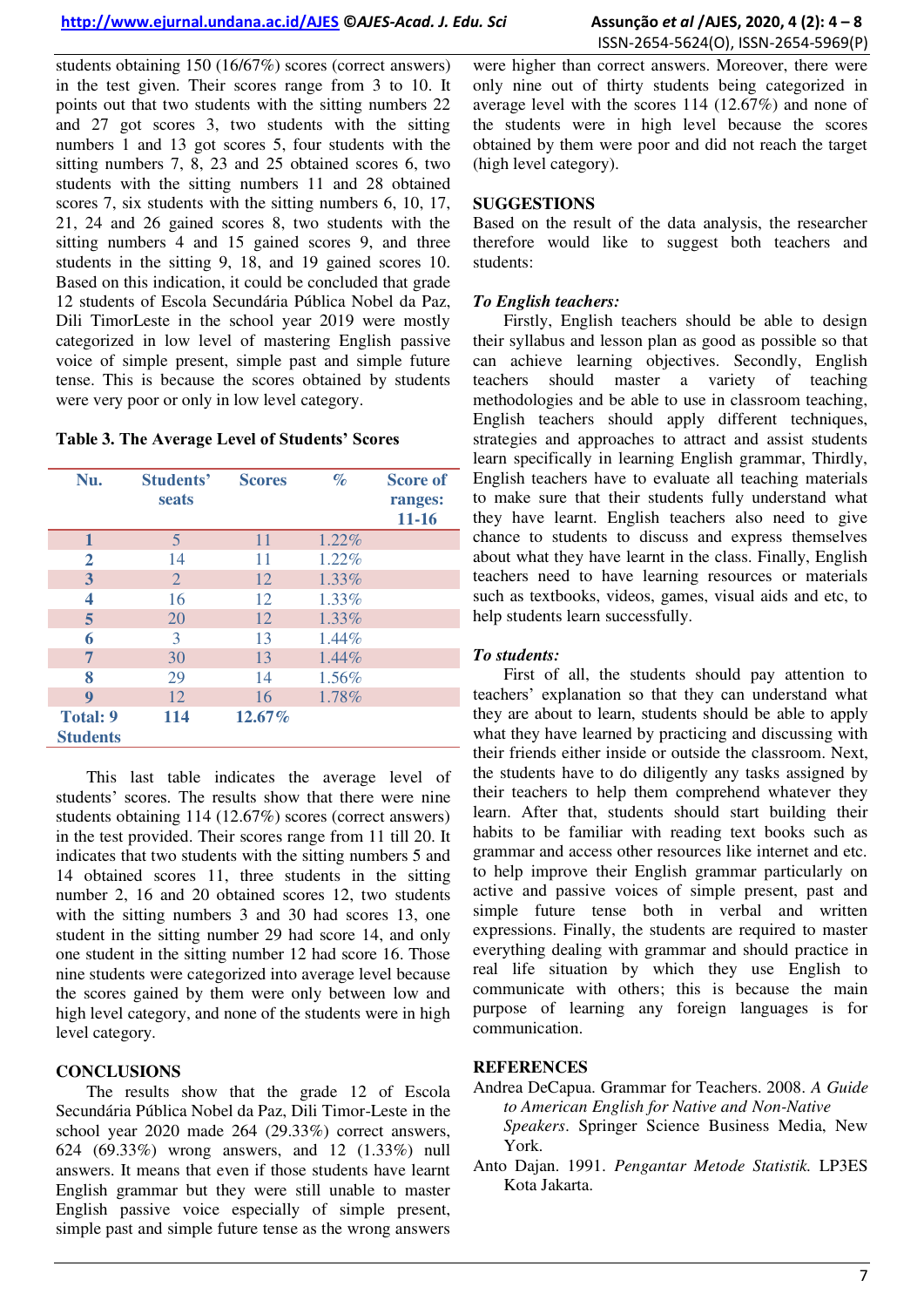students obtaining 150 (16/67%) scores (correct answers) in the test given. Their scores range from 3 to 10. It points out that two students with the sitting numbers 22 and 27 got scores 3, two students with the sitting numbers 1 and 13 got scores 5, four students with the sitting numbers 7, 8, 23 and 25 obtained scores 6, two students with the sitting numbers 11 and 28 obtained scores 7, six students with the sitting numbers 6, 10, 17, 21, 24 and 26 gained scores 8, two students with the sitting numbers 4 and 15 gained scores 9, and three students in the sitting 9, 18, and 19 gained scores 10. Based on this indication, it could be concluded that grade 12 students of Escola Secundária Pública Nobel da Paz, Dili TimorLeste in the school year 2019 were mostly categorized in low level of mastering English passive voice of simple present, simple past and simple future tense. This is because the scores obtained by students were very poor or only in low level category.

**Table 3. The Average Level of Students' Scores**

| Nu. | Students' seats | Scores | % | Score of ranges: 11-16 |
|---|---|---|---|---|
| 1 | 5 | 11 | 1.22% | |
| 2 | 14 | 11 | 1.22% | |
| 3 | 2 | 12 | 1.33% | |
| 4 | 16 | 12 | 1.33% | |
| 5 | 20 | 12 | 1.33% | |
| 6 | 3 | 13 | 1.44% | |
| 7 | 30 | 13 | 1.44% | |
| 8 | 29 | 14 | 1.56% | |
| 9 | 12 | 16 | 1.78% | |
| **Total: 9 Students** | **114** | **12.67%** | | |

This last table indicates the average level of students' scores. The results show that there were nine students obtaining 114 (12.67%) scores (correct answers) in the test provided. Their scores range from 11 till 20. It indicates that two students with the sitting numbers 5 and 14 obtained scores 11, three students in the sitting number 2, 16 and 20 obtained scores 12, two students with the sitting numbers 3 and 30 had scores 13, one student in the sitting number 29 had score 14, and only one student in the sitting number 12 had score 16. Those nine students were categorized into average level because the scores gained by them were only between low and high level category, and none of the students were in high level category.

## CONCLUSIONS

The results show that the grade 12 of Escola Secundária Pública Nobel da Paz, Dili Timor-Leste in the school year 2020 made 264 (29.33%) correct answers, 624 (69.33%) wrong answers, and 12 (1.33%) null answers. It means that even if those students have learnt English grammar but they were still unable to master English passive voice especially of simple present, simple past and simple future tense as the wrong answers were higher than correct answers. Moreover, there were only nine out of thirty students being categorized in average level with the scores 114 (12.67%) and none of the students were in high level because the scores obtained by them were poor and did not reach the target (high level category).

## SUGGESTIONS

Based on the result of the data analysis, the researcher therefore would like to suggest both teachers and students:

### *To English teachers:*

Firstly, English teachers should be able to design their syllabus and lesson plan as good as possible so that can achieve learning objectives. Secondly, English teachers should master a variety of teaching methodologies and be able to use in classroom teaching, English teachers should apply different techniques, strategies and approaches to attract and assist students learn specifically in learning English grammar, Thirdly, English teachers have to evaluate all teaching materials to make sure that their students fully understand what they have learnt. English teachers also need to give chance to students to discuss and express themselves about what they have learnt in the class. Finally, English teachers need to have learning resources or materials such as textbooks, videos, games, visual aids and etc, to help students learn successfully.

### *To students:*

First of all, the students should pay attention to teachers' explanation so that they can understand what they are about to learn, students should be able to apply what they have learned by practicing and discussing with their friends either inside or outside the classroom. Next, the students have to do diligently any tasks assigned by their teachers to help them comprehend whatever they learn. After that, students should start building their habits to be familiar with reading text books such as grammar and access other resources like internet and etc. to help improve their English grammar particularly on active and passive voices of simple present, past and simple future tense both in verbal and written expressions. Finally, the students are required to master everything dealing with grammar and should practice in real life situation by which they use English to communicate with others; this is because the main purpose of learning any foreign languages is for communication.

## REFERENCES

Andrea DeCapua. Grammar for Teachers. 2008. *A Guide to American English for Native and Non-Native Speakers*. Springer Science Business Media, New York.

Anto Dajan. 1991. *Pengantar Metode Statistik.* LP3ES Kota Jakarta.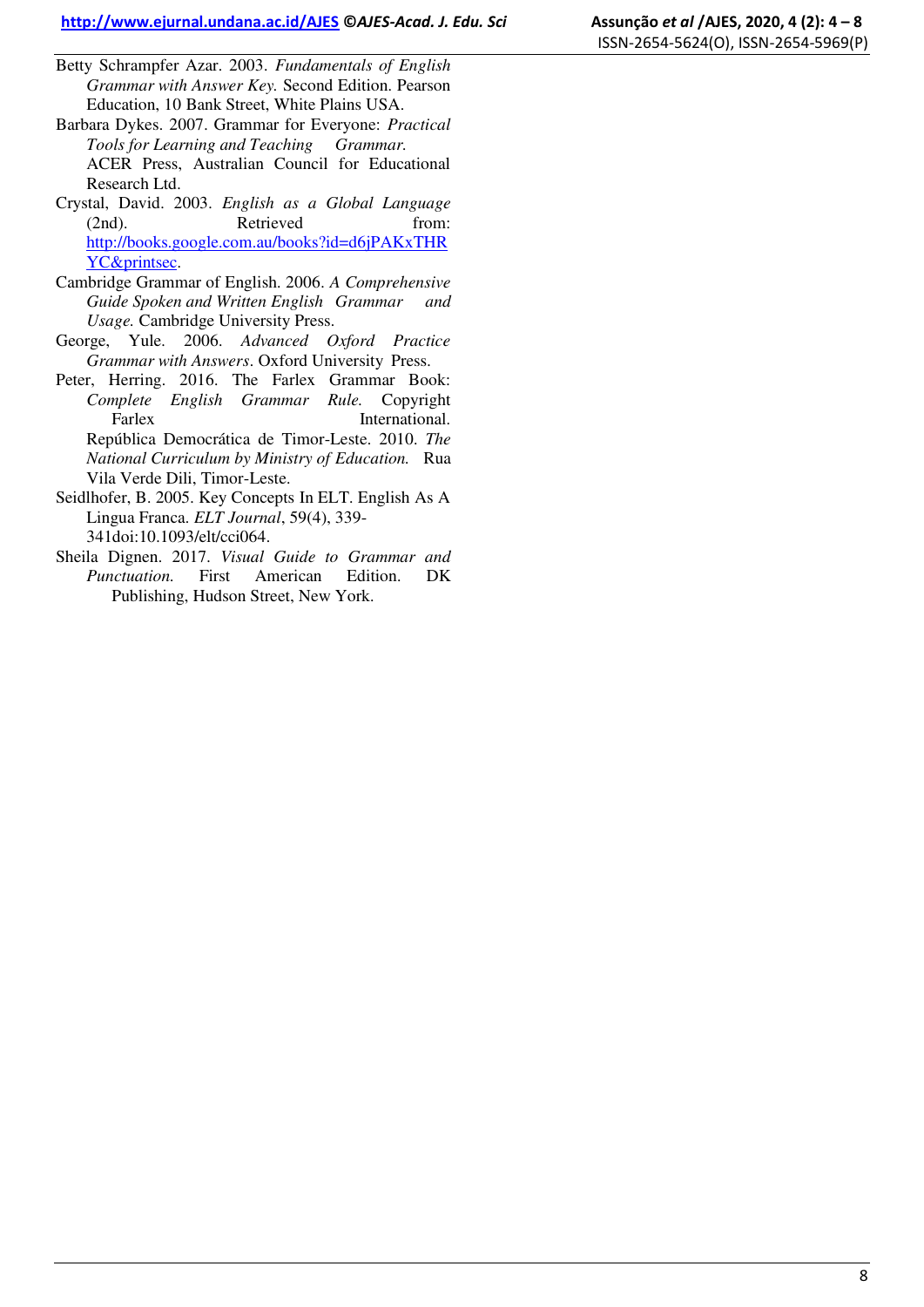Betty Schrampfer Azar. 2003. *Fundamentals of English Grammar with Answer Key.* Second Edition. Pearson Education, 10 Bank Street, White Plains USA.

Barbara Dykes. 2007. Grammar for Everyone: *Practical Tools for Learning and Teaching Grammar.* ACER Press, Australian Council for Educational Research Ltd.

Crystal, David. 2003. *English as a Global Language* (2nd). Retrieved from: http://books.google.com.au/books?id=d6jPAKxTHRYC&printsec.

Cambridge Grammar of English. 2006. *A Comprehensive Guide Spoken and Written English Grammar and Usage.* Cambridge University Press.

George, Yule. 2006. *Advanced Oxford Practice Grammar with Answers*. Oxford University Press.

Peter, Herring. 2016. The Farlex Grammar Book: *Complete English Grammar Rule.* Copyright Farlex International.

República Democrática de Timor-Leste. 2010. *The National Curriculum by Ministry of Education.* Rua Vila Verde Dili, Timor-Leste.

Seidlhofer, B. 2005. Key Concepts In ELT. English As A Lingua Franca. *ELT Journal*, 59(4), 339-341doi:10.1093/elt/cci064.

Sheila Dignen. 2017. *Visual Guide to Grammar and Punctuation.* First American Edition. DK Publishing, Hudson Street, New York.